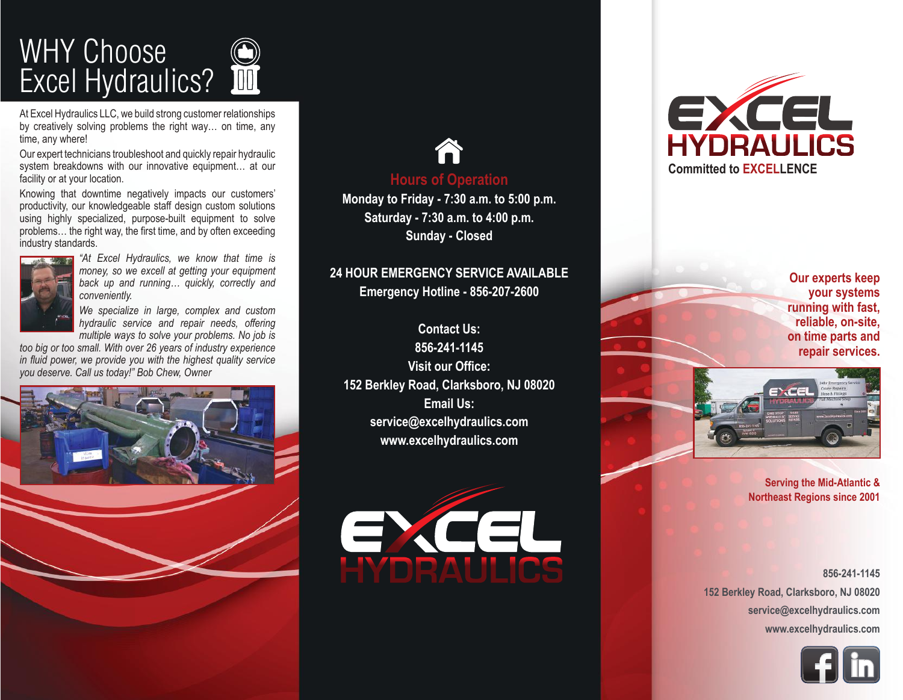# WHY Choose Excel Hydraulics?

At Excel Hydraulics LLC, we build strong customer relationships by creatively solving problems the right way… on time, any time, any where!

Our expert technicians troubleshoot and quickly repair hydraulic system breakdowns with our innovative equipment… at our facility or at your location.

Knowing that downtime negatively impacts our customers' productivity, our knowledgeable staff design custom solutions using highly specialized, purpose-built equipment to solve problems… the right way, the first time, and by often exceeding industry standards.

*"At Excel Hydraulics, we know that time is money, so we excell at getting your equipment back up and running… quickly, correctly and conveniently.*

*We specialize in large, complex and custom hydraulic service and repair needs, offering multiple ways to solve your problems. No job is too big or too small. With over 26 years of industry experience in fluid power, we provide you with the highest quality service you deserve. Call us today!" Bob Chew, Owner*

## Hours of Operation

**Monday to Friday - 7:30 a.m. to 5:00 p.m.**
**Saturday - 7:30 a.m. to 4:00 p.m.**
**Sunday - Closed**

**24 HOUR EMERGENCY SERVICE AVAILABLE**
**Emergency Hotline - 856-207-2600**

**Contact Us:**
**856-241-1145**
**Visit our Office:**
**152 Berkley Road, Clarksboro, NJ 08020**
**Email Us:**
**service@excelhydraulics.com**
**www.excelhydraulics.com**

EXCEL HYDRAULICS

# EXCEL HYDRAULICS

**Committed to EXCELLENCE**

**Our experts keep your systems running with fast, reliable, on-site, on time parts and repair services.**

**Serving the Mid-Atlantic & Northeast Regions since 2001**

856-241-1145
152 Berkley Road, Clarksboro, NJ 08020
service@excelhydraulics.com
www.excelhydraulics.com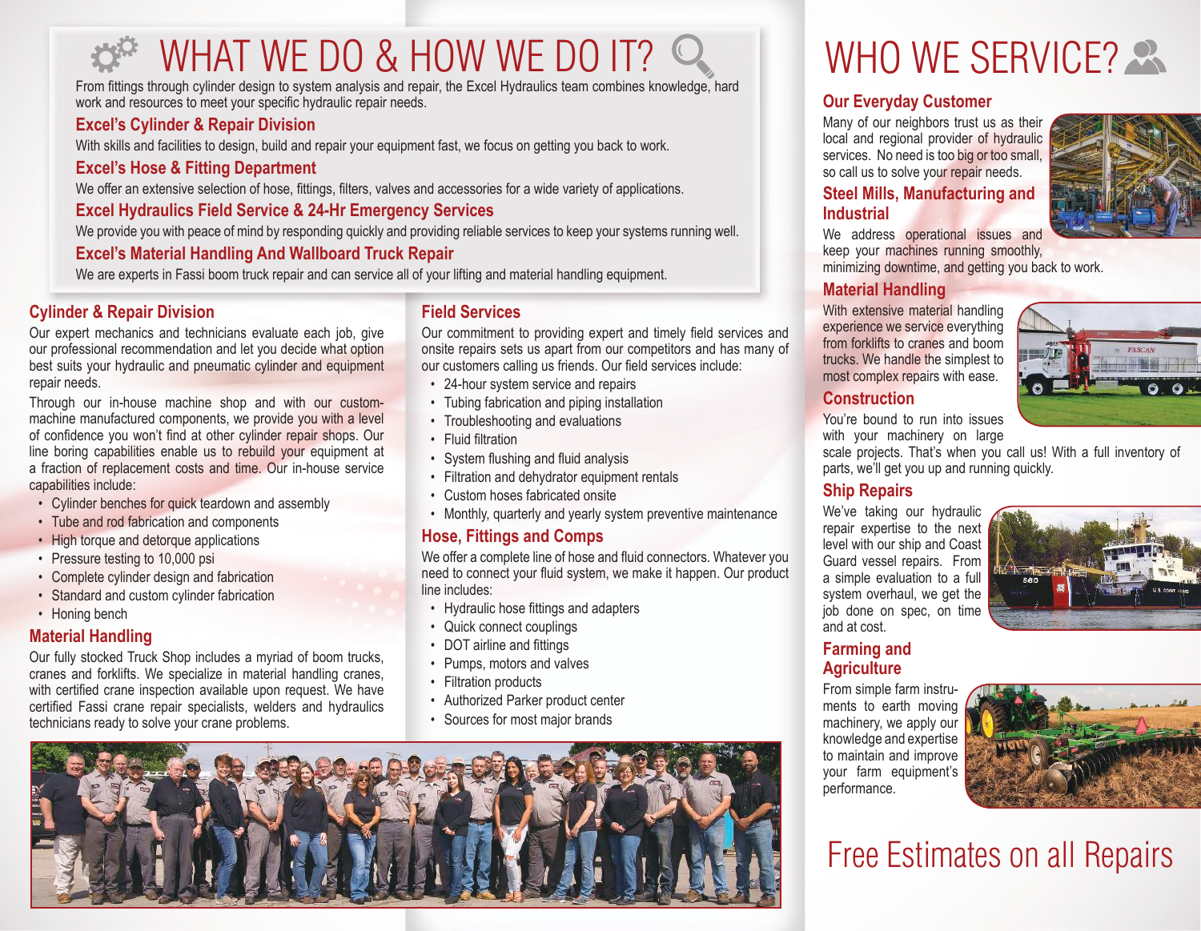# WHAT WE DO & HOW WE DO IT?

From fittings through cylinder design to system analysis and repair, the Excel Hydraulics team combines knowledge, hard work and resources to meet your specific hydraulic repair needs.

### Excel's Cylinder & Repair Division

With skills and facilities to design, build and repair your equipment fast, we focus on getting you back to work.

### Excel's Hose & Fitting Department

We offer an extensive selection of hose, fittings, filters, valves and accessories for a wide variety of applications.

### Excel Hydraulics Field Service & 24-Hr Emergency Services

We provide you with peace of mind by responding quickly and providing reliable services to keep your systems running well.

### Excel's Material Handling And Wallboard Truck Repair

We are experts in Fassi boom truck repair and can service all of your lifting and material handling equipment.

## Cylinder & Repair Division

Our expert mechanics and technicians evaluate each job, give our professional recommendation and let you decide what option best suits your hydraulic and pneumatic cylinder and equipment repair needs.

Through our in-house machine shop and with our custom-machine manufactured components, we provide you with a level of confidence you won't find at other cylinder repair shops. Our line boring capabilities enable us to rebuild your equipment at a fraction of replacement costs and time. Our in-house service capabilities include:

- Cylinder benches for quick teardown and assembly
- Tube and rod fabrication and components
- High torque and detorque applications
- Pressure testing to 10,000 psi
- Complete cylinder design and fabrication
- Standard and custom cylinder fabrication
- Honing bench

## Material Handling

Our fully stocked Truck Shop includes a myriad of boom trucks, cranes and forklifts. We specialize in material handling cranes, with certified crane inspection available upon request. We have certified Fassi crane repair specialists, welders and hydraulics technicians ready to solve your crane problems.

## Field Services

Our commitment to providing expert and timely field services and onsite repairs sets us apart from our competitors and has many of our customers calling us friends. Our field services include:

- 24-hour system service and repairs
- Tubing fabrication and piping installation
- Troubleshooting and evaluations
- Fluid filtration
- System flushing and fluid analysis
- Filtration and dehydrator equipment rentals
- Custom hoses fabricated onsite
- Monthly, quarterly and yearly system preventive maintenance

## Hose, Fittings and Comps

We offer a complete line of hose and fluid connectors. Whatever you need to connect your fluid system, we make it happen. Our product line includes:

- Hydraulic hose fittings and adapters
- Quick connect couplings
- DOT airline and fittings
- Pumps, motors and valves
- Filtration products
- Authorized Parker product center
- Sources for most major brands

# WHO WE SERVICE?

## Our Everyday Customer

Many of our neighbors trust us as their local and regional provider of hydraulic services. No need is too big or too small, so call us to solve your repair needs.

## Steel Mills, Manufacturing and Industrial

We address operational issues and keep your machines running smoothly, minimizing downtime, and getting you back to work.

## Material Handling

With extensive material handling experience we service everything from forklifts to cranes and boom trucks. We handle the simplest to most complex repairs with ease.

## Construction

You're bound to run into issues with your machinery on large scale projects. That's when you call us! With a full inventory of parts, we'll get you up and running quickly.

## Ship Repairs

We've taking our hydraulic repair expertise to the next level with our ship and Coast Guard vessel repairs. From a simple evaluation to a full system overhaul, we get the job done on spec, on time and at cost.

## Farming and Agriculture

From simple farm instruments to earth moving machinery, we apply our knowledge and expertise to maintain and improve your farm equipment's performance.

# Free Estimates on all Repairs